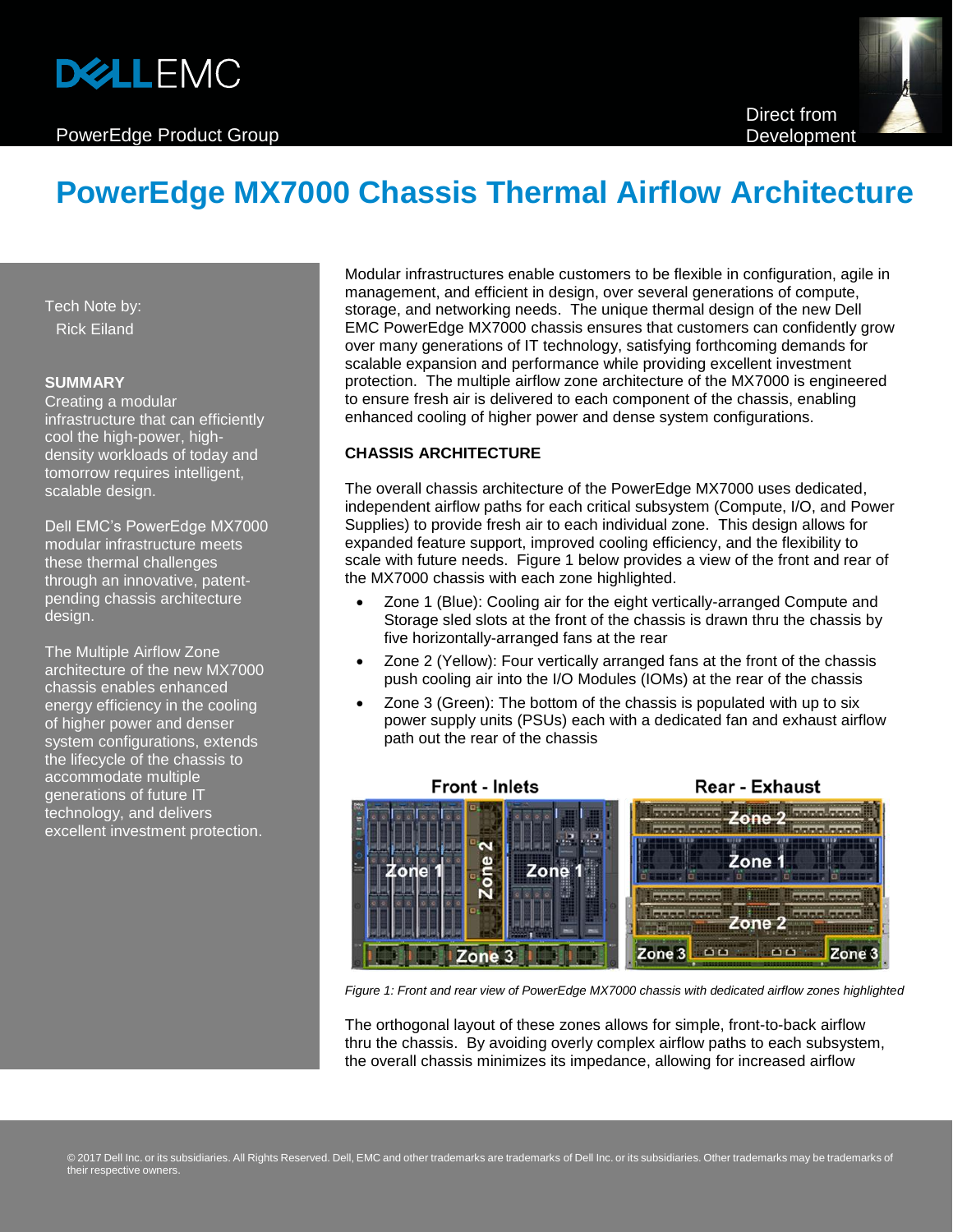PowerEdge Product Group

Direct from Development

# PowerEdge MX7000 Chassis Thermal Airflow Architecture

Tech Note by:
Rick Eiland

**SUMMARY**

Creating a modular infrastructure that can efficiently cool the high-power, high-density workloads of today and tomorrow requires intelligent, scalable design.

Dell EMC's PowerEdge MX7000 modular infrastructure meets these thermal challenges through an innovative, patent-pending chassis architecture design.

The Multiple Airflow Zone architecture of the new MX7000 chassis enables enhanced energy efficiency in the cooling of higher power and denser system configurations, extends the lifecycle of the chassis to accommodate multiple generations of future IT technology, and delivers excellent investment protection.

Modular infrastructures enable customers to be flexible in configuration, agile in management, and efficient in design, over several generations of compute, storage, and networking needs. The unique thermal design of the new Dell EMC PowerEdge MX7000 chassis ensures that customers can confidently grow over many generations of IT technology, satisfying forthcoming demands for scalable expansion and performance while providing excellent investment protection. The multiple airflow zone architecture of the MX7000 is engineered to ensure fresh air is delivered to each component of the chassis, enabling enhanced cooling of higher power and dense system configurations.

## CHASSIS ARCHITECTURE

The overall chassis architecture of the PowerEdge MX7000 uses dedicated, independent airflow paths for each critical subsystem (Compute, I/O, and Power Supplies) to provide fresh air to each individual zone. This design allows for expanded feature support, improved cooling efficiency, and the flexibility to scale with future needs. Figure 1 below provides a view of the front and rear of the MX7000 chassis with each zone highlighted.

- Zone 1 (Blue): Cooling air for the eight vertically-arranged Compute and Storage sled slots at the front of the chassis is drawn thru the chassis by five horizontally-arranged fans at the rear
- Zone 2 (Yellow): Four vertically arranged fans at the front of the chassis push cooling air into the I/O Modules (IOMs) at the rear of the chassis
- Zone 3 (Green): The bottom of the chassis is populated with up to six power supply units (PSUs) each with a dedicated fan and exhaust airflow path out the rear of the chassis

*Figure 1: Front and rear view of PowerEdge MX7000 chassis with dedicated airflow zones highlighted*

The orthogonal layout of these zones allows for simple, front-to-back airflow thru the chassis. By avoiding overly complex airflow paths to each subsystem, the overall chassis minimizes its impedance, allowing for increased airflow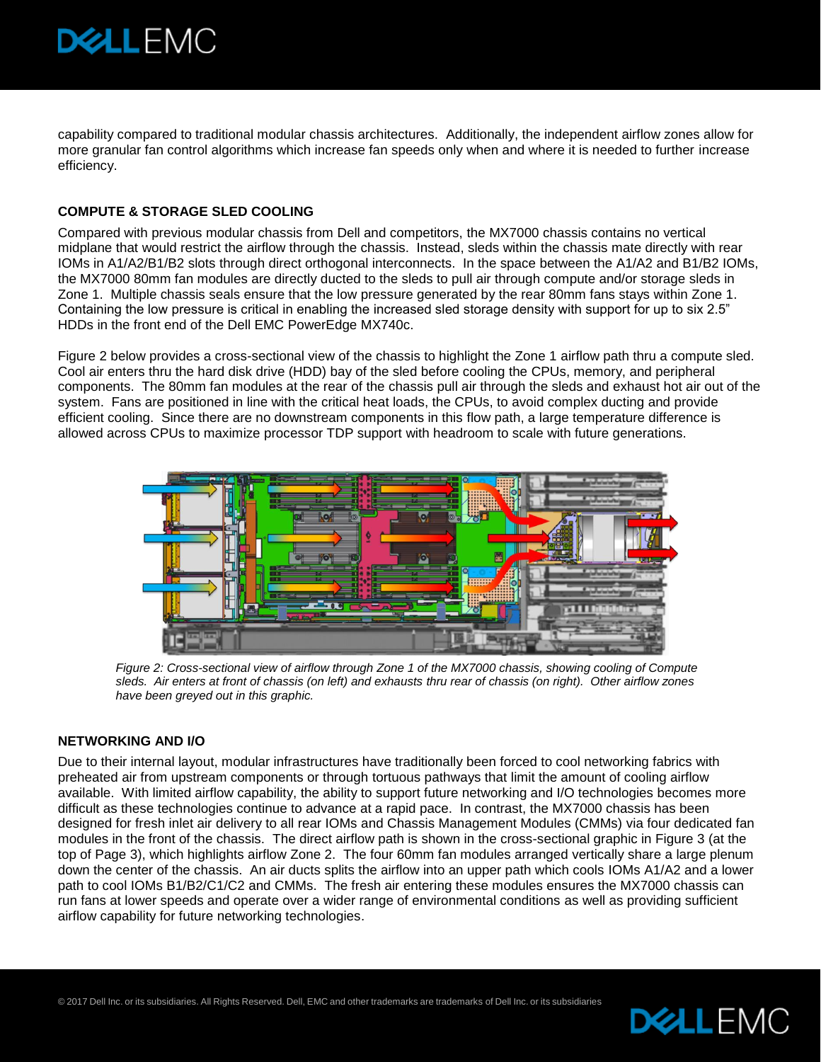capability compared to traditional modular chassis architectures. Additionally, the independent airflow zones allow for more granular fan control algorithms which increase fan speeds only when and where it is needed to further increase efficiency.

### COMPUTE & STORAGE SLED COOLING

Compared with previous modular chassis from Dell and competitors, the MX7000 chassis contains no vertical midplane that would restrict the airflow through the chassis. Instead, sleds within the chassis mate directly with rear IOMs in A1/A2/B1/B2 slots through direct orthogonal interconnects. In the space between the A1/A2 and B1/B2 IOMs, the MX7000 80mm fan modules are directly ducted to the sleds to pull air through compute and/or storage sleds in Zone 1. Multiple chassis seals ensure that the low pressure generated by the rear 80mm fans stays within Zone 1. Containing the low pressure is critical in enabling the increased sled storage density with support for up to six 2.5" HDDs in the front end of the Dell EMC PowerEdge MX740c.

Figure 2 below provides a cross-sectional view of the chassis to highlight the Zone 1 airflow path thru a compute sled. Cool air enters thru the hard disk drive (HDD) bay of the sled before cooling the CPUs, memory, and peripheral components. The 80mm fan modules at the rear of the chassis pull air through the sleds and exhaust hot air out of the system. Fans are positioned in line with the critical heat loads, the CPUs, to avoid complex ducting and provide efficient cooling. Since there are no downstream components in this flow path, a large temperature difference is allowed across CPUs to maximize processor TDP support with headroom to scale with future generations.

*Figure 2: Cross-sectional view of airflow through Zone 1 of the MX7000 chassis, showing cooling of Compute sleds. Air enters at front of chassis (on left) and exhausts thru rear of chassis (on right). Other airflow zones have been greyed out in this graphic.*

### NETWORKING AND I/O

Due to their internal layout, modular infrastructures have traditionally been forced to cool networking fabrics with preheated air from upstream components or through tortuous pathways that limit the amount of cooling airflow available. With limited airflow capability, the ability to support future networking and I/O technologies becomes more difficult as these technologies continue to advance at a rapid pace. In contrast, the MX7000 chassis has been designed for fresh inlet air delivery to all rear IOMs and Chassis Management Modules (CMMs) via four dedicated fan modules in the front of the chassis. The direct airflow path is shown in the cross-sectional graphic in Figure 3 (at the top of Page 3), which highlights airflow Zone 2. The four 60mm fan modules arranged vertically share a large plenum down the center of the chassis. An air ducts splits the airflow into an upper path which cools IOMs A1/A2 and a lower path to cool IOMs B1/B2/C1/C2 and CMMs. The fresh air entering these modules ensures the MX7000 chassis can run fans at lower speeds and operate over a wider range of environmental conditions as well as providing sufficient airflow capability for future networking technologies.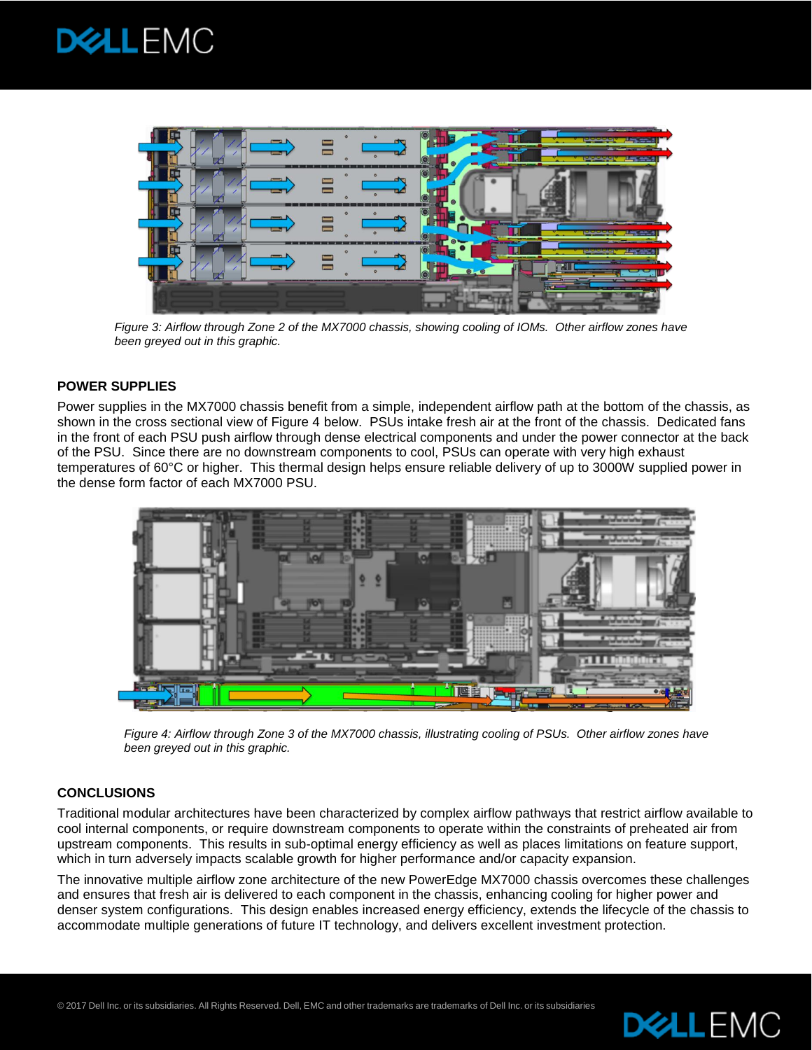*Figure 3: Airflow through Zone 2 of the MX7000 chassis, showing cooling of IOMs. Other airflow zones have been greyed out in this graphic.*

## POWER SUPPLIES

Power supplies in the MX7000 chassis benefit from a simple, independent airflow path at the bottom of the chassis, as shown in the cross sectional view of Figure 4 below. PSUs intake fresh air at the front of the chassis. Dedicated fans in the front of each PSU push airflow through dense electrical components and under the power connector at the back of the PSU. Since there are no downstream components to cool, PSUs can operate with very high exhaust temperatures of 60°C or higher. This thermal design helps ensure reliable delivery of up to 3000W supplied power in the dense form factor of each MX7000 PSU.

*Figure 4: Airflow through Zone 3 of the MX7000 chassis, illustrating cooling of PSUs. Other airflow zones have been greyed out in this graphic.*

## CONCLUSIONS

Traditional modular architectures have been characterized by complex airflow pathways that restrict airflow available to cool internal components, or require downstream components to operate within the constraints of preheated air from upstream components. This results in sub-optimal energy efficiency as well as places limitations on feature support, which in turn adversely impacts scalable growth for higher performance and/or capacity expansion.

The innovative multiple airflow zone architecture of the new PowerEdge MX7000 chassis overcomes these challenges and ensures that fresh air is delivered to each component in the chassis, enhancing cooling for higher power and denser system configurations. This design enables increased energy efficiency, extends the lifecycle of the chassis to accommodate multiple generations of future IT technology, and delivers excellent investment protection.